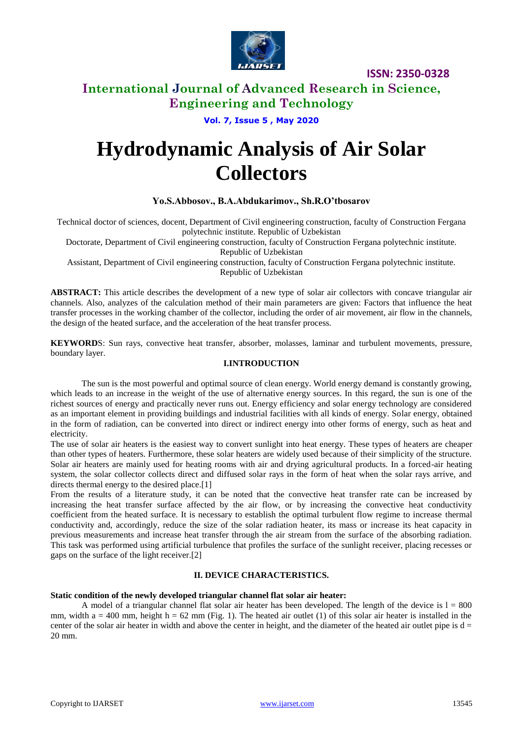# Hydrodynamic Analysis of Air Solar Collectors

**Yo.S.Abbosov., B.A.Abdukarimov., Sh.R.O'tbosarov**

Technical doctor of sciences, docent, Department of Civil engineering construction, faculty of Construction Fergana polytechnic institute. Republic of Uzbekistan

Doctorate, Department of Civil engineering construction, faculty of Construction Fergana polytechnic institute. Republic of Uzbekistan

Assistant, Department of Civil engineering construction, faculty of Construction Fergana polytechnic institute. Republic of Uzbekistan

**ABSTRACT:** This article describes the development of a new type of solar air collectors with concave triangular air channels. Also, analyzes of the calculation method of their main parameters are given: Factors that influence the heat transfer processes in the working chamber of the collector, including the order of air movement, air flow in the channels, the design of the heated surface, and the acceleration of the heat transfer process.

**KEYWORDS**: Sun rays, convective heat transfer, absorber, molasses, laminar and turbulent movements, pressure, boundary layer.

## I.INTRODUCTION

The sun is the most powerful and optimal source of clean energy. World energy demand is constantly growing, which leads to an increase in the weight of the use of alternative energy sources. In this regard, the sun is one of the richest sources of energy and practically never runs out. Energy efficiency and solar energy technology are considered as an important element in providing buildings and industrial facilities with all kinds of energy. Solar energy, obtained in the form of radiation, can be converted into direct or indirect energy into other forms of energy, such as heat and electricity.

The use of solar air heaters is the easiest way to convert sunlight into heat energy. These types of heaters are cheaper than other types of heaters. Furthermore, these solar heaters are widely used because of their simplicity of the structure. Solar air heaters are mainly used for heating rooms with air and drying agricultural products. In a forced-air heating system, the solar collector collects direct and diffused solar rays in the form of heat when the solar rays arrive, and directs thermal energy to the desired place.[1]

From the results of a literature study, it can be noted that the convective heat transfer rate can be increased by increasing the heat transfer surface affected by the air flow, or by increasing the convective heat conductivity coefficient from the heated surface. It is necessary to establish the optimal turbulent flow regime to increase thermal conductivity and, accordingly, reduce the size of the solar radiation heater, its mass or increase its heat capacity in previous measurements and increase heat transfer through the air stream from the surface of the absorbing radiation. This task was performed using artificial turbulence that profiles the surface of the sunlight receiver, placing recesses or gaps on the surface of the light receiver.[2]

## II. DEVICE CHARACTERISTICS.

**Static condition of the newly developed triangular channel flat solar air heater:**

A model of a triangular channel flat solar air heater has been developed. The length of the device is $l = 800$ mm, width $a = 400$ mm, height $h = 62$ mm (Fig. 1). The heated air outlet (1) of this solar air heater is installed in the center of the solar air heater in width and above the center in height, and the diameter of the heated air outlet pipe is $d = 20$ mm.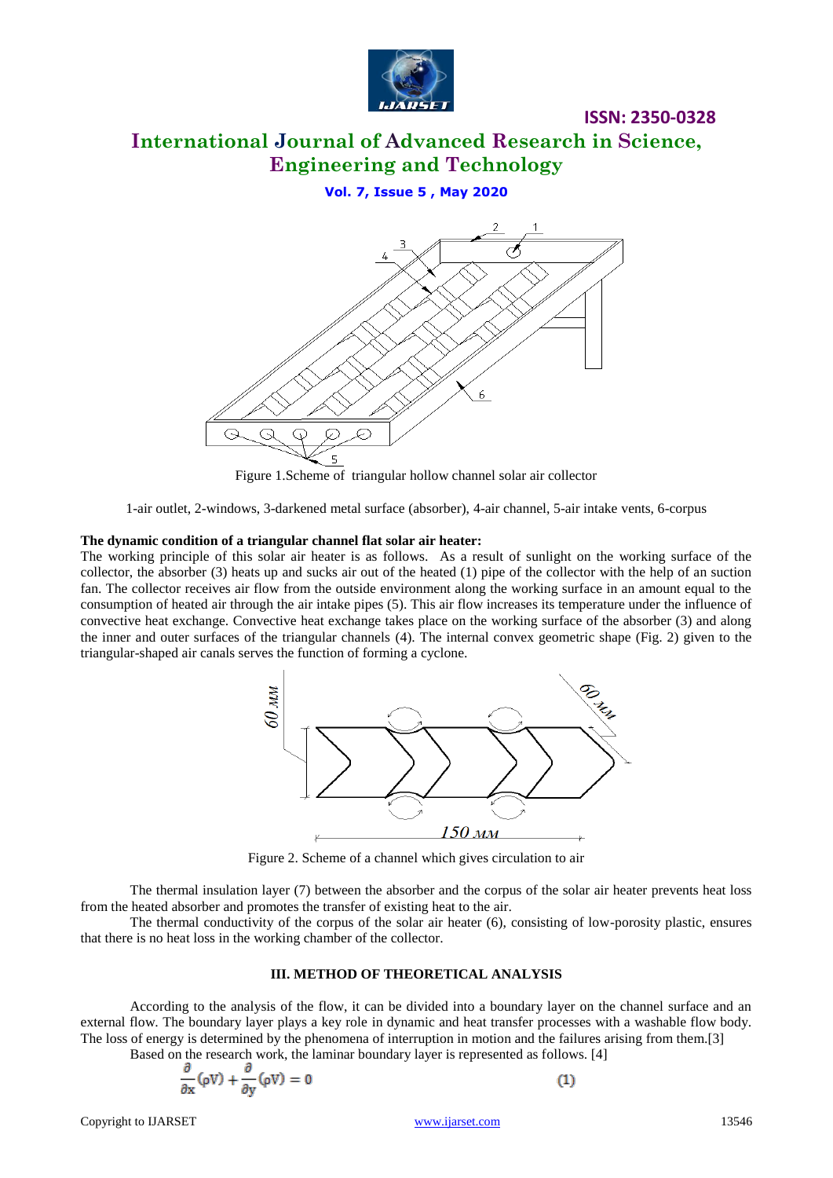Figure 1.Scheme of triangular hollow channel solar air collector

1-air outlet, 2-windows, 3-darkened metal surface (absorber), 4-air channel, 5-air intake vents, 6-corpus

**The dynamic condition of a triangular channel flat solar air heater:**
The working principle of this solar air heater is as follows. As a result of sunlight on the working surface of the collector, the absorber (3) heats up and sucks air out of the heated (1) pipe of the collector with the help of an suction fan. The collector receives air flow from the outside environment along the working surface in an amount equal to the consumption of heated air through the air intake pipes (5). This air flow increases its temperature under the influence of convective heat exchange. Convective heat exchange takes place on the working surface of the absorber (3) and along the inner and outer surfaces of the triangular channels (4). The internal convex geometric shape (Fig. 2) given to the triangular-shaped air canals serves the function of forming a cyclone.

Figure 2. Scheme of a channel which gives circulation to air

The thermal insulation layer (7) between the absorber and the corpus of the solar air heater prevents heat loss from the heated absorber and promotes the transfer of existing heat to the air.

The thermal conductivity of the corpus of the solar air heater (6), consisting of low-porosity plastic, ensures that there is no heat loss in the working chamber of the collector.

## III. METHOD OF THEORETICAL ANALYSIS

According to the analysis of the flow, it can be divided into a boundary layer on the channel surface and an external flow. The boundary layer plays a key role in dynamic and heat transfer processes with a washable flow body. The loss of energy is determined by the phenomena of interruption in motion and the failures arising from them.[3]

Based on the research work, the laminar boundary layer is represented as follows. [4]

$$\frac{\partial}{\partial x}(\rho V) + \frac{\partial}{\partial y}(\rho V) = 0 \qquad (1)$$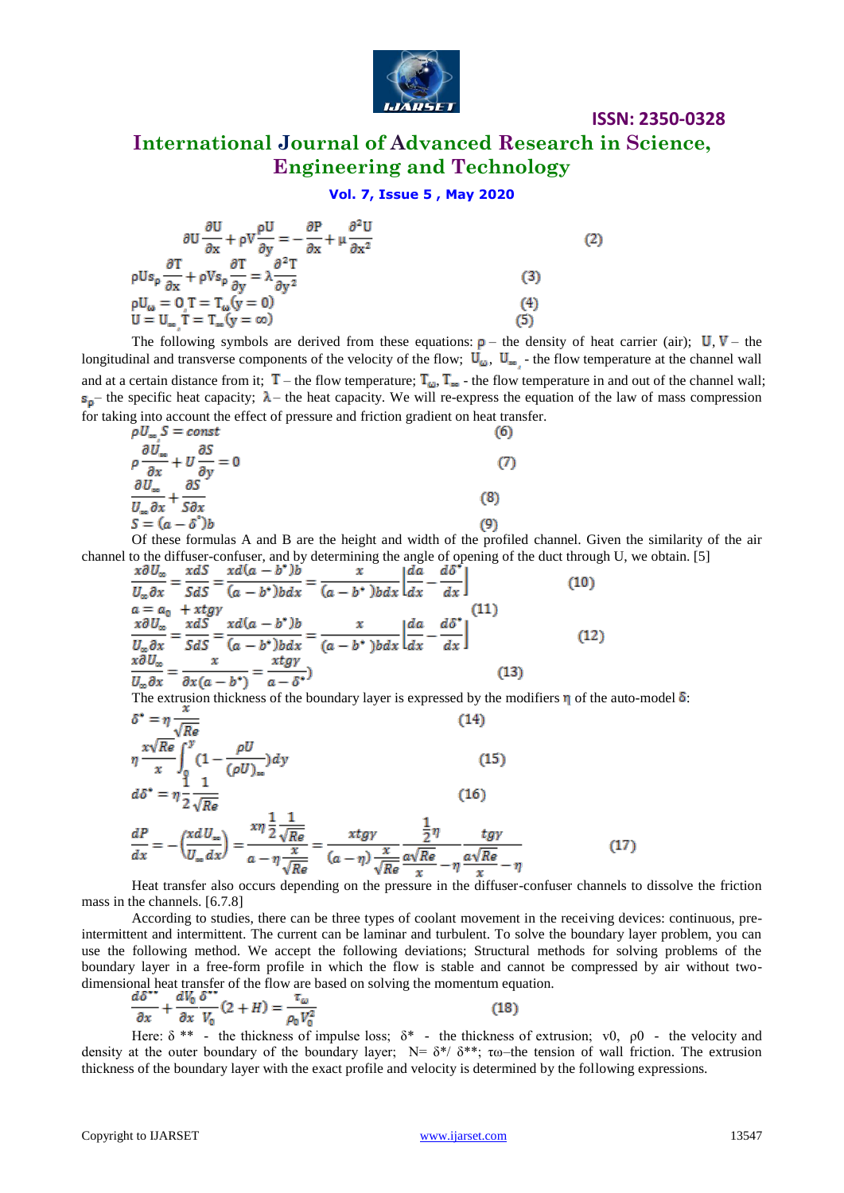$$\partial U\frac{\partial U}{\partial x}+\rho V\frac{\rho U}{\partial y}=-\frac{\partial P}{\partial x}+\mu\frac{\partial^2 U}{\partial x^2} \quad (2)$$

$$\rho U s_p\frac{\partial T}{\partial x}+\rho V s_p\frac{\partial T}{\partial y}=\lambda\frac{\partial^2 T}{\partial y^2} \quad (3)$$

$$\rho U_\omega = 0\ T = T_\omega (y=0) \quad (4)$$

$$U = U_\infty\ T = T_\infty (y=\infty) \quad (5)$$

The following symbols are derived from these equations: $\rho$ – the density of heat carrier (air); $U, V$ – the longitudinal and transverse components of the velocity of the flow; $U_\omega$, $U_\infty$ - the flow temperature at the channel wall and at a certain distance from it; $T$ – the flow temperature; $T_\omega$, $T_\infty$ - the flow temperature in and out of the channel wall; $s_p$ – the specific heat capacity; $\lambda$ – the heat capacity. We will re-express the equation of the law of mass compression for taking into account the effect of pressure and friction gradient on heat transfer.

$$\rho U_\infty S = const \quad (6)$$

$$\rho\frac{\partial U_\infty}{\partial x}+U\frac{\partial S}{\partial y}=0 \quad (7)$$

$$\frac{\partial U_\infty}{U_\infty \partial x}+\frac{\partial S}{S\partial x} \quad (8)$$

$$S=(a-\delta^*)b \quad (9)$$

Of these formulas A and B are the height and width of the profiled channel. Given the similarity of the air channel to the diffuser-confuser, and by determining the angle of opening of the duct through U, we obtain. [5]

$$\frac{x\partial U_\infty}{U_\infty \partial x}=\frac{xdS}{SdS}=\frac{xd(a-b^*)b}{(a-b^*)bdx}=\frac{x}{(a-b^*)bdx}\left[\frac{da}{dx}-\frac{d\delta^*}{dx}\right] \quad (10)$$

$$a=a_0+xtg\gamma \quad (11)$$

$$\frac{x\partial U_\infty}{U_\infty \partial x}=\frac{xdS}{SdS}=\frac{xd(a-b^*)b}{(a-b^*)bdx}=\frac{x}{(a-b^*)bdx}\left[\frac{da}{dx}-\frac{d\delta^*}{dx}\right] \quad (12)$$

$$\frac{x\partial U_\infty}{U_\infty \partial x}=\frac{x}{\partial x(a-b^*)}=\frac{xtg\gamma}{a-\delta^*)} \quad (13)$$

The extrusion thickness of the boundary layer is expressed by the modifiers $\eta$ of the auto-model $\delta$:

$$\delta^*=\eta\frac{x}{\sqrt{Re}} \quad (14)$$

$$\eta\frac{x\sqrt{Re}}{x}\int_0^y\left(1-\frac{\rho U}{(\rho U)_\infty}\right)dy \quad (15)$$

$$d\delta^*=\eta\frac{1}{2}\frac{1}{\sqrt{Re}} \quad (16)$$

$$\frac{dP}{dx}=-\left(\frac{xdU_\infty}{U_\infty dx}\right)=\frac{x\eta\frac{1}{2}\frac{1}{\sqrt{Re}}}{a-\eta\frac{x}{\sqrt{Re}}}=\frac{xtg\gamma}{(a-\eta)\frac{x}{\sqrt{Re}}}\frac{\frac{1}{2}\eta}{\frac{a\sqrt{Re}}{x}-\eta}\frac{tg\gamma}{\frac{a\sqrt{Re}}{x}-\eta} \quad (17)$$

Heat transfer also occurs depending on the pressure in the diffuser-confuser channels to dissolve the friction mass in the channels. [6.7.8]

According to studies, there can be three types of coolant movement in the receiving devices: continuous, pre-intermittent and intermittent. The current can be laminar and turbulent. To solve the boundary layer problem, you can use the following method. We accept the following deviations; Structural methods for solving problems of the boundary layer in a free-form profile in which the flow is stable and cannot be compressed by air without two-dimensional heat transfer of the flow are based on solving the momentum equation.

$$\frac{d\delta^{**}}{\partial x}+\frac{dV_0}{\partial x}\frac{\delta^{**}}{V_0}(2+H)=\frac{\tau_\omega}{\rho_0 V_0^2} \quad (18)$$

Here: $\delta^{**}$ - the thickness of impulse loss; $\delta^*$ - the thickness of extrusion; $v_0$, $\rho_0$ - the velocity and density at the outer boundary of the boundary layer; $N=\delta^*/\delta^{**}$; $\tau_\omega$–the tension of wall friction. The extrusion thickness of the boundary layer with the exact profile and velocity is determined by the following expressions.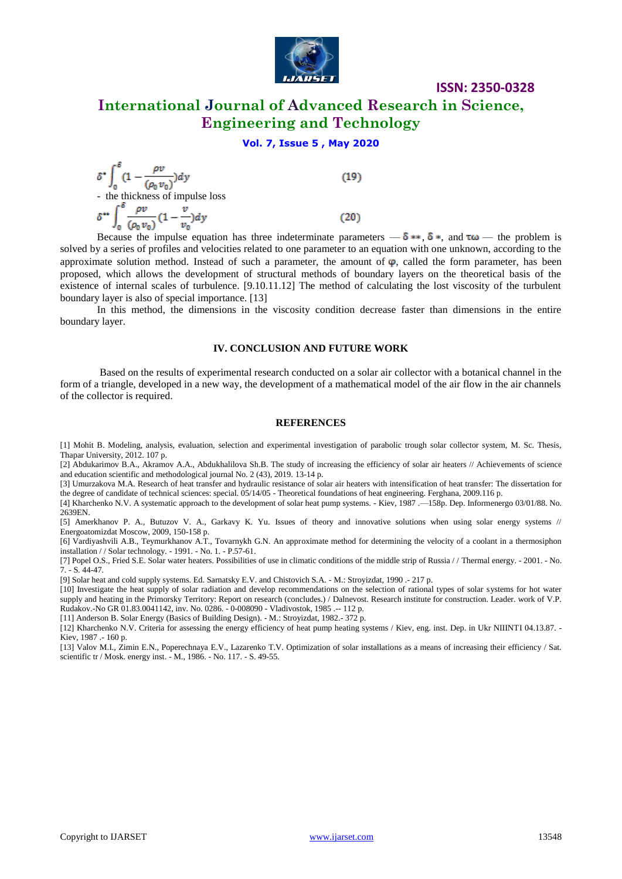$$\delta^{*} \int_{0}^{\delta} (1 - \frac{\rho v}{(\rho_0 v_0)}) dy \quad (19)$$

- the thickness of impulse loss

$$\delta^{**} \int_{0}^{\delta} \frac{\rho v}{(\rho_0 v_0)} (1 - \frac{v}{v_0}) dy \quad (20)$$

Because the impulse equation has three indeterminate parameters — $\delta^{**}$, $\delta^{*}$, and $\tau\omega$ — the problem is solved by a series of profiles and velocities related to one parameter to an equation with one unknown, according to the approximate solution method. Instead of such a parameter, the amount of $\varphi$, called the form parameter, has been proposed, which allows the development of structural methods of boundary layers on the theoretical basis of the existence of internal scales of turbulence. [9.10.11.12] The method of calculating the lost viscosity of the turbulent boundary layer is also of special importance. [13]

In this method, the dimensions in the viscosity condition decrease faster than dimensions in the entire boundary layer.

## IV. CONCLUSION AND FUTURE WORK

Based on the results of experimental research conducted on a solar air collector with a botanical channel in the form of a triangle, developed in a new way, the development of a mathematical model of the air flow in the air channels of the collector is required.

## REFERENCES

[1] Mohit B. Modeling, analysis, evaluation, selection and experimental investigation of parabolic trough solar collector system, M. Sc. Thesis, Thapar University, 2012. 107 p.

[2] Abdukarimov B.A., Akramov A.A., Abdukhalilova Sh.B. The study of increasing the efficiency of solar air heaters // Achievements of science and education scientific and methodological journal No. 2 (43), 2019. 13-14 p.

[3] Umurzakova M.A. Research of heat transfer and hydraulic resistance of solar air heaters with intensification of heat transfer: The dissertation for the degree of candidate of technical sciences: special. 05/14/05 - Theoretical foundations of heat engineering. Ferghana, 2009.116 p.

[4] Kharchenko N.V. A systematic approach to the development of solar heat pump systems. - Kiev, 1987 .—158p. Dep. Informenergo 03/01/88. No. 2639EN.

[5] Amerkhanov P. A., Butuzov V. A., Garkavy K. Yu. Issues of theory and innovative solutions when using solar energy systems // Energoatomizdat Moscow, 2009, 150-158 p.

[6] Vardiyashvili A.B., Teymurkhanov A.T., Tovarnykh G.N. An approximate method for determining the velocity of a coolant in a thermosiphon installation / / Solar technology. - 1991. - No. 1. - P.57-61.

[7] Popel O.S., Fried S.E. Solar water heaters. Possibilities of use in climatic conditions of the middle strip of Russia / / Thermal energy. - 2001. - No. 7. - S. 44-47.

[9] Solar heat and cold supply systems. Ed. Sarnatsky E.V. and Chistovich S.A. - M.: Stroyizdat, 1990 .- 217 p.

[10] Investigate the heat supply of solar radiation and develop recommendations on the selection of rational types of solar systems for hot water supply and heating in the Primorsky Territory: Report on research (concludes.) / Dalnevost. Research institute for construction. Leader. work of V.P. Rudakov.-No GR 01.83.0041142, inv. No. 0286. - 0-008090 - Vladivostok, 1985 .-- 112 p.

[11] Anderson B. Solar Energy (Basics of Building Design). - M.: Stroyizdat, 1982.- 372 p.

[12] Kharchenko N.V. Criteria for assessing the energy efficiency of heat pump heating systems / Kiev, eng. inst. Dep. in Ukr NIIINTI 04.13.87. - Kiev, 1987 .- 160 p.

[13] Valov M.I., Zimin E.N., Poperechnaya E.V., Lazarenko T.V. Optimization of solar installations as a means of increasing their efficiency / Sat. scientific tr / Mosk. energy inst. - M., 1986. - No. 117. - S. 49-55.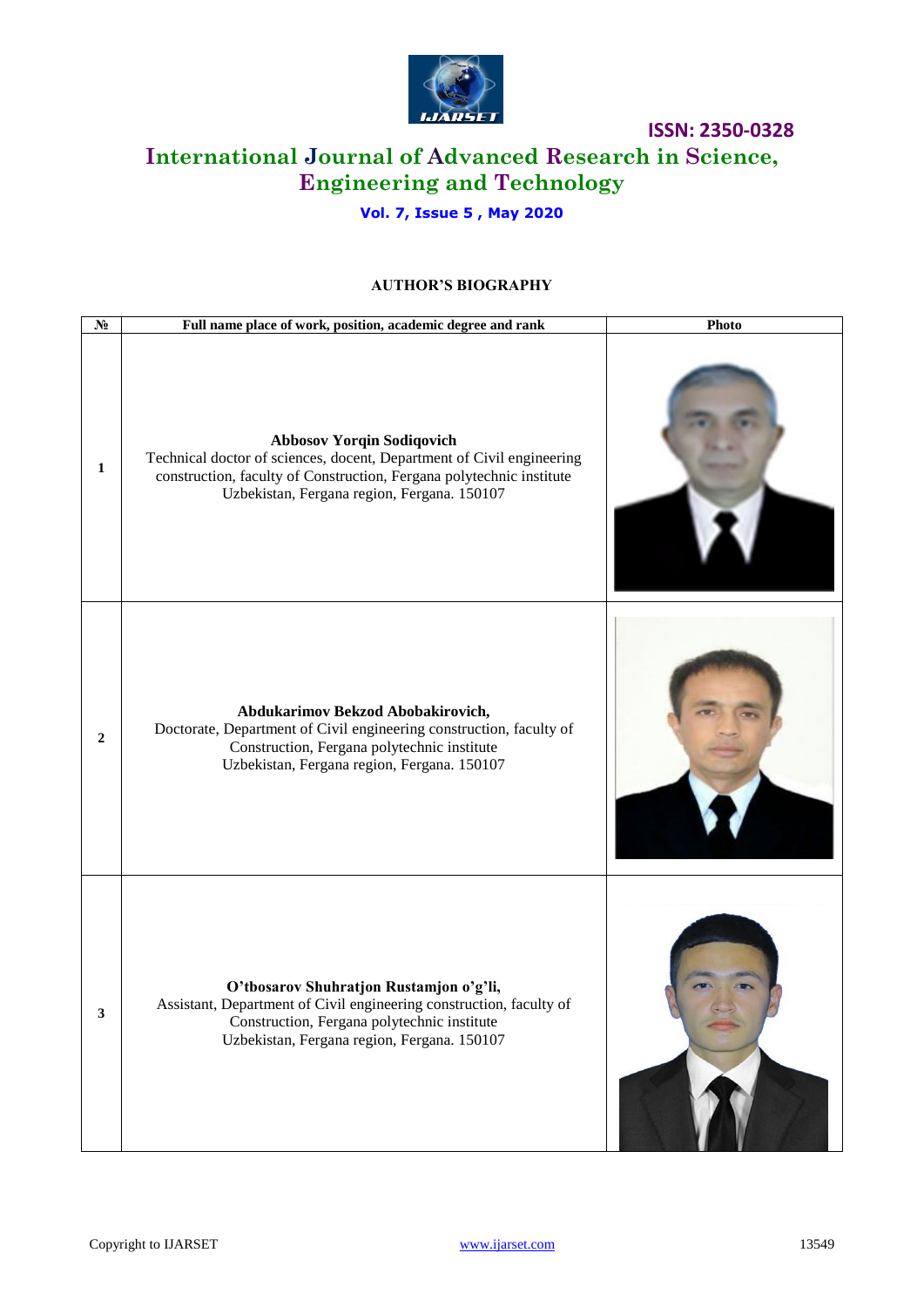**AUTHOR'S BIOGRAPHY**

| № | Full name place of work, position, academic degree and rank | Photo |
| --- | --- | --- |
| 1 | **Abbosov Yorqin Sodiqovich**<br>Technical doctor of sciences, docent, Department of Civil engineering construction, faculty of Construction, Fergana polytechnic institute<br>Uzbekistan, Fergana region, Fergana. 150107 | |
| 2 | **Abdukarimov Bekzod Abobakirovich,**<br>Doctorate, Department of Civil engineering construction, faculty of Construction, Fergana polytechnic institute<br>Uzbekistan, Fergana region, Fergana. 150107 | |
| 3 | **O'tbosarov Shuhratjon Rustamjon o'g'li,**<br>Assistant, Department of Civil engineering construction, faculty of Construction, Fergana polytechnic institute<br>Uzbekistan, Fergana region, Fergana. 150107 | |